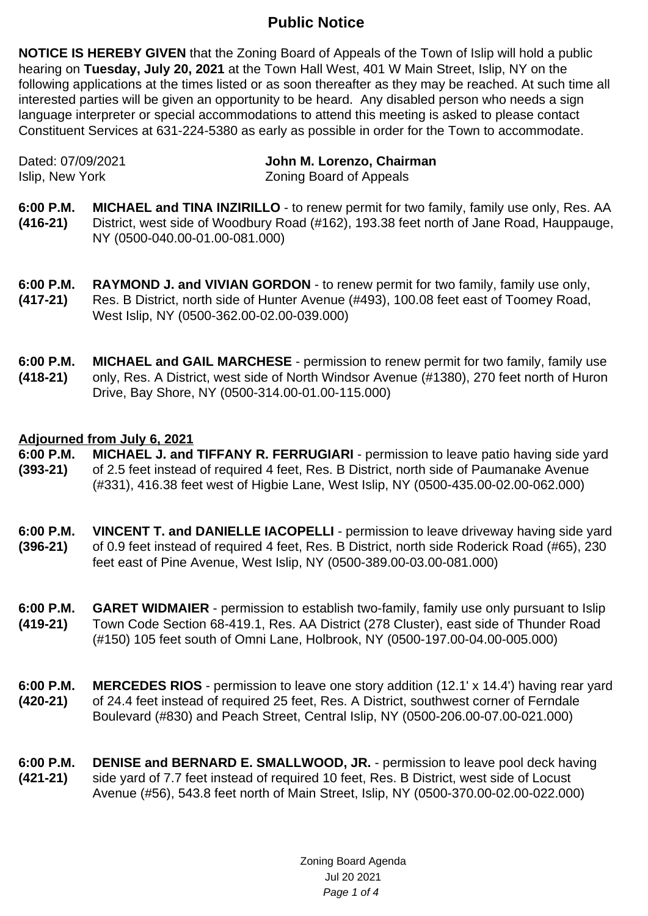# Public Notice

**NOTICE IS HEREBY GIVEN** that the Zoning Board of Appeals of the Town of Islip will hold a public hearing on **Tuesday, July 20, 2021** at the Town Hall West, 401 W Main Street, Islip, NY on the following applications at the times listed or as soon thereafter as they may be reached. At such time all interested parties will be given an opportunity to be heard. Any disabled person who needs a sign language interpreter or special accommodations to attend this meeting is asked to please contact Constituent Services at 631-224-5380 as early as possible in order for the Town to accommodate.

Dated: 07/09/2021
Islip, New York

**John M. Lorenzo, Chairman**
Zoning Board of Appeals

**6:00 P.M. (416-21)** **MICHAEL and TINA INZIRILLO** - to renew permit for two family, family use only, Res. AA District, west side of Woodbury Road (#162), 193.38 feet north of Jane Road, Hauppauge, NY (0500-040.00-01.00-081.000)

**6:00 P.M. (417-21)** **RAYMOND J. and VIVIAN GORDON** - to renew permit for two family, family use only, Res. B District, north side of Hunter Avenue (#493), 100.08 feet east of Toomey Road, West Islip, NY (0500-362.00-02.00-039.000)

**6:00 P.M. (418-21)** **MICHAEL and GAIL MARCHESE** - permission to renew permit for two family, family use only, Res. A District, west side of North Windsor Avenue (#1380), 270 feet north of Huron Drive, Bay Shore, NY (0500-314.00-01.00-115.000)

**Adjourned from July 6, 2021**

**6:00 P.M. (393-21)** **MICHAEL J. and TIFFANY R. FERRUGIARI** - permission to leave patio having side yard of 2.5 feet instead of required 4 feet, Res. B District, north side of Paumanake Avenue (#331), 416.38 feet west of Higbie Lane, West Islip, NY (0500-435.00-02.00-062.000)

**6:00 P.M. (396-21)** **VINCENT T. and DANIELLE IACOPELLI** - permission to leave driveway having side yard of 0.9 feet instead of required 4 feet, Res. B District, north side Roderick Road (#65), 230 feet east of Pine Avenue, West Islip, NY (0500-389.00-03.00-081.000)

**6:00 P.M. (419-21)** **GARET WIDMAIER** - permission to establish two-family, family use only pursuant to Islip Town Code Section 68-419.1, Res. AA District (278 Cluster), east side of Thunder Road (#150) 105 feet south of Omni Lane, Holbrook, NY (0500-197.00-04.00-005.000)

**6:00 P.M. (420-21)** **MERCEDES RIOS** - permission to leave one story addition (12.1' x 14.4') having rear yard of 24.4 feet instead of required 25 feet, Res. A District, southwest corner of Ferndale Boulevard (#830) and Peach Street, Central Islip, NY (0500-206.00-07.00-021.000)

**6:00 P.M. (421-21)** **DENISE and BERNARD E. SMALLWOOD, JR.** - permission to leave pool deck having side yard of 7.7 feet instead of required 10 feet, Res. B District, west side of Locust Avenue (#56), 543.8 feet north of Main Street, Islip, NY (0500-370.00-02.00-022.000)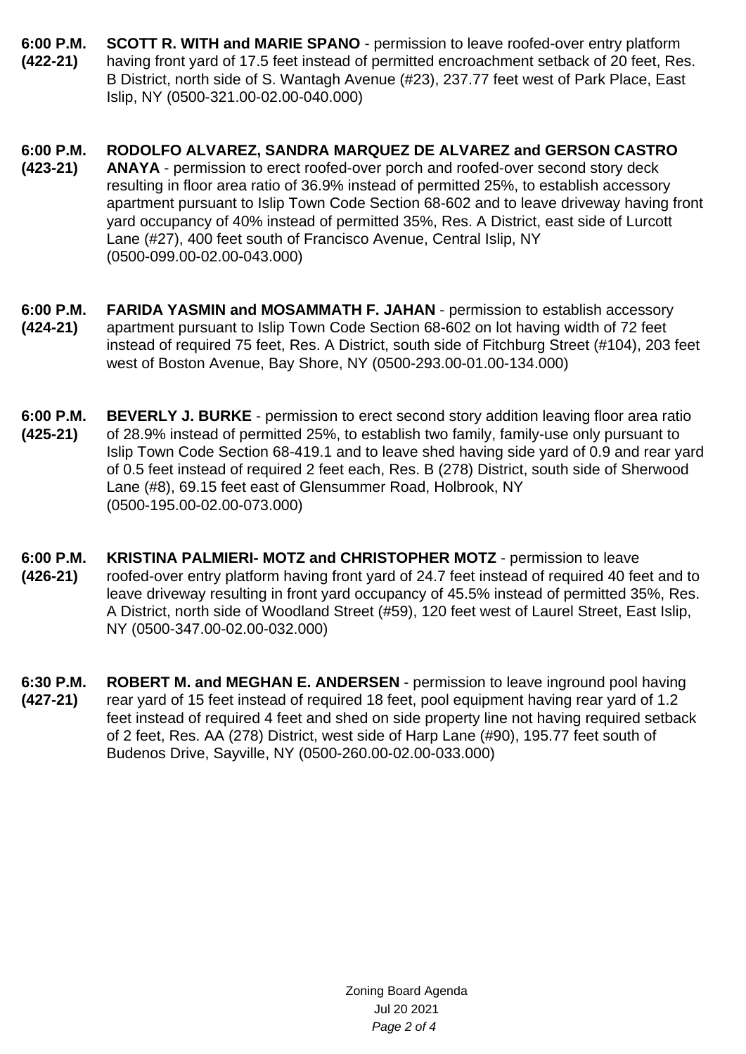**6:00 P.M. (422-21)** **SCOTT R. WITH and MARIE SPANO** - permission to leave roofed-over entry platform having front yard of 17.5 feet instead of permitted encroachment setback of 20 feet, Res. B District, north side of S. Wantagh Avenue (#23), 237.77 feet west of Park Place, East Islip, NY (0500-321.00-02.00-040.000)

**6:00 P.M. (423-21)** **RODOLFO ALVAREZ, SANDRA MARQUEZ DE ALVAREZ and GERSON CASTRO ANAYA** - permission to erect roofed-over porch and roofed-over second story deck resulting in floor area ratio of 36.9% instead of permitted 25%, to establish accessory apartment pursuant to Islip Town Code Section 68-602 and to leave driveway having front yard occupancy of 40% instead of permitted 35%, Res. A District, east side of Lurcott Lane (#27), 400 feet south of Francisco Avenue, Central Islip, NY (0500-099.00-02.00-043.000)

**6:00 P.M. (424-21)** **FARIDA YASMIN and MOSAMMATH F. JAHAN** - permission to establish accessory apartment pursuant to Islip Town Code Section 68-602 on lot having width of 72 feet instead of required 75 feet, Res. A District, south side of Fitchburg Street (#104), 203 feet west of Boston Avenue, Bay Shore, NY (0500-293.00-01.00-134.000)

**6:00 P.M. (425-21)** **BEVERLY J. BURKE** - permission to erect second story addition leaving floor area ratio of 28.9% instead of permitted 25%, to establish two family, family-use only pursuant to Islip Town Code Section 68-419.1 and to leave shed having side yard of 0.9 and rear yard of 0.5 feet instead of required 2 feet each, Res. B (278) District, south side of Sherwood Lane (#8), 69.15 feet east of Glensummer Road, Holbrook, NY (0500-195.00-02.00-073.000)

**6:00 P.M. (426-21)** **KRISTINA PALMIERI- MOTZ and CHRISTOPHER MOTZ** - permission to leave roofed-over entry platform having front yard of 24.7 feet instead of required 40 feet and to leave driveway resulting in front yard occupancy of 45.5% instead of permitted 35%, Res. A District, north side of Woodland Street (#59), 120 feet west of Laurel Street, East Islip, NY (0500-347.00-02.00-032.000)

**6:30 P.M. (427-21)** **ROBERT M. and MEGHAN E. ANDERSEN** - permission to leave inground pool having rear yard of 15 feet instead of required 18 feet, pool equipment having rear yard of 1.2 feet instead of required 4 feet and shed on side property line not having required setback of 2 feet, Res. AA (278) District, west side of Harp Lane (#90), 195.77 feet south of Budenos Drive, Sayville, NY (0500-260.00-02.00-033.000)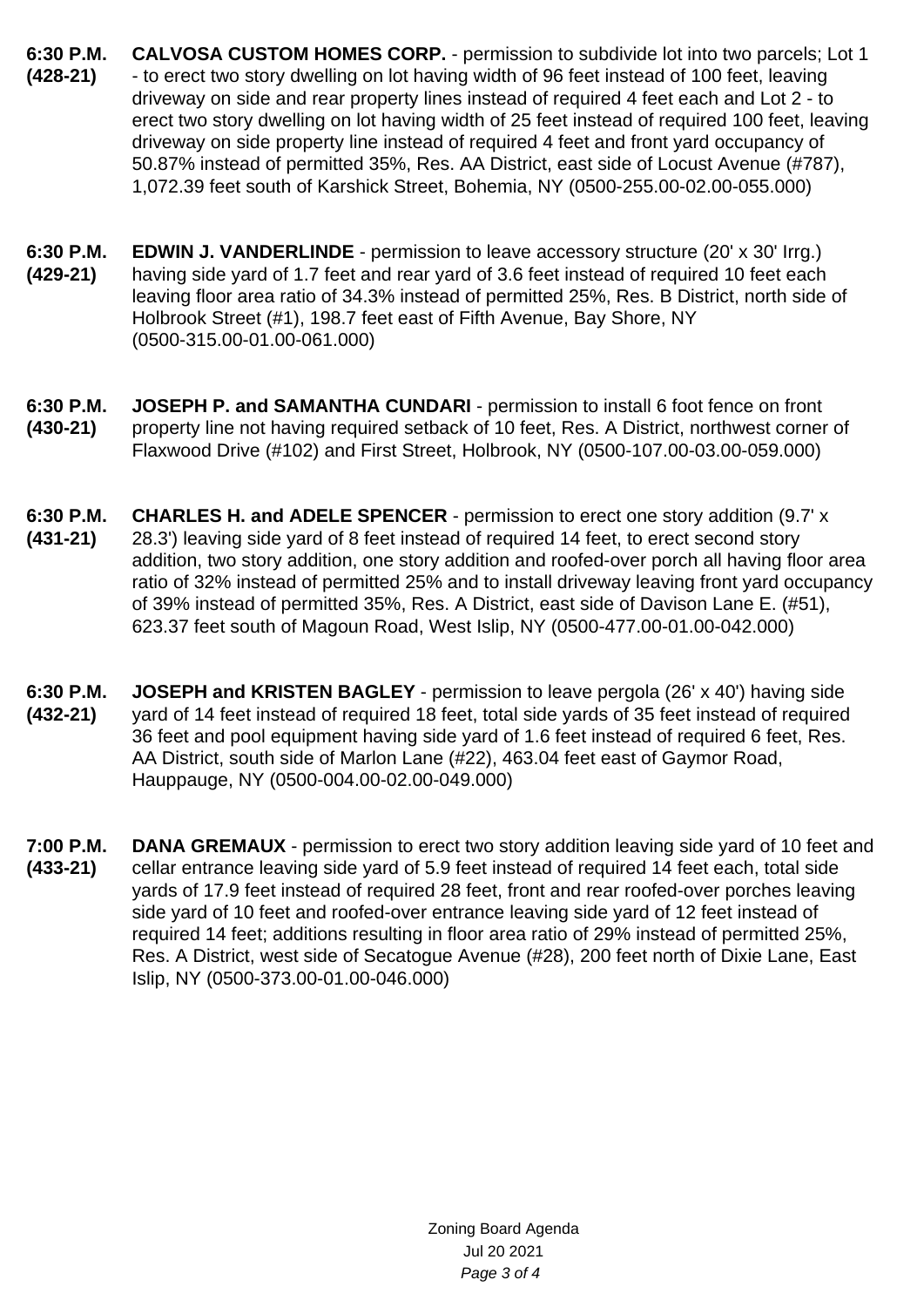**6:30 P.M. (428-21)** **CALVOSA CUSTOM HOMES CORP.** - permission to subdivide lot into two parcels; Lot 1 - to erect two story dwelling on lot having width of 96 feet instead of 100 feet, leaving driveway on side and rear property lines instead of required 4 feet each and Lot 2 - to erect two story dwelling on lot having width of 25 feet instead of required 100 feet, leaving driveway on side property line instead of required 4 feet and front yard occupancy of 50.87% instead of permitted 35%, Res. AA District, east side of Locust Avenue (#787), 1,072.39 feet south of Karshick Street, Bohemia, NY (0500-255.00-02.00-055.000)

**6:30 P.M. (429-21)** **EDWIN J. VANDERLINDE** - permission to leave accessory structure (20' x 30' Irrg.) having side yard of 1.7 feet and rear yard of 3.6 feet instead of required 10 feet each leaving floor area ratio of 34.3% instead of permitted 25%, Res. B District, north side of Holbrook Street (#1), 198.7 feet east of Fifth Avenue, Bay Shore, NY (0500-315.00-01.00-061.000)

**6:30 P.M. (430-21)** **JOSEPH P. and SAMANTHA CUNDARI** - permission to install 6 foot fence on front property line not having required setback of 10 feet, Res. A District, northwest corner of Flaxwood Drive (#102) and First Street, Holbrook, NY (0500-107.00-03.00-059.000)

**6:30 P.M. (431-21)** **CHARLES H. and ADELE SPENCER** - permission to erect one story addition (9.7' x 28.3') leaving side yard of 8 feet instead of required 14 feet, to erect second story addition, two story addition, one story addition and roofed-over porch all having floor area ratio of 32% instead of permitted 25% and to install driveway leaving front yard occupancy of 39% instead of permitted 35%, Res. A District, east side of Davison Lane E. (#51), 623.37 feet south of Magoun Road, West Islip, NY (0500-477.00-01.00-042.000)

**6:30 P.M. (432-21)** **JOSEPH and KRISTEN BAGLEY** - permission to leave pergola (26' x 40') having side yard of 14 feet instead of required 18 feet, total side yards of 35 feet instead of required 36 feet and pool equipment having side yard of 1.6 feet instead of required 6 feet, Res. AA District, south side of Marlon Lane (#22), 463.04 feet east of Gaymor Road, Hauppauge, NY (0500-004.00-02.00-049.000)

**7:00 P.M. (433-21)** **DANA GREMAUX** - permission to erect two story addition leaving side yard of 10 feet and cellar entrance leaving side yard of 5.9 feet instead of required 14 feet each, total side yards of 17.9 feet instead of required 28 feet, front and rear roofed-over porches leaving side yard of 10 feet and roofed-over entrance leaving side yard of 12 feet instead of required 14 feet; additions resulting in floor area ratio of 29% instead of permitted 25%, Res. A District, west side of Secatogue Avenue (#28), 200 feet north of Dixie Lane, East Islip, NY (0500-373.00-01.00-046.000)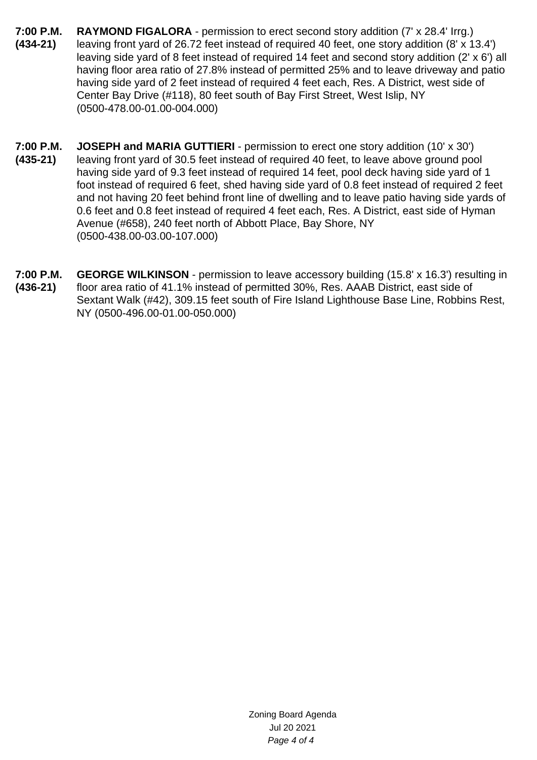**7:00 P.M.**
**(434-21)**

**RAYMOND FIGALORA** - permission to erect second story addition (7' x 28.4' Irrg.) leaving front yard of 26.72 feet instead of required 40 feet, one story addition (8' x 13.4') leaving side yard of 8 feet instead of required 14 feet and second story addition (2' x 6') all having floor area ratio of 27.8% instead of permitted 25% and to leave driveway and patio having side yard of 2 feet instead of required 4 feet each, Res. A District, west side of Center Bay Drive (#118), 80 feet south of Bay First Street, West Islip, NY (0500-478.00-01.00-004.000)

**7:00 P.M.**
**(435-21)**

**JOSEPH and MARIA GUTTIERI** - permission to erect one story addition (10' x 30') leaving front yard of 30.5 feet instead of required 40 feet, to leave above ground pool having side yard of 9.3 feet instead of required 14 feet, pool deck having side yard of 1 foot instead of required 6 feet, shed having side yard of 0.8 feet instead of required 2 feet and not having 20 feet behind front line of dwelling and to leave patio having side yards of 0.6 feet and 0.8 feet instead of required 4 feet each, Res. A District, east side of Hyman Avenue (#658), 240 feet north of Abbott Place, Bay Shore, NY (0500-438.00-03.00-107.000)

**7:00 P.M.**
**(436-21)**

**GEORGE WILKINSON** - permission to leave accessory building (15.8' x 16.3') resulting in floor area ratio of 41.1% instead of permitted 30%, Res. AAAB District, east side of Sextant Walk (#42), 309.15 feet south of Fire Island Lighthouse Base Line, Robbins Rest, NY (0500-496.00-01.00-050.000)